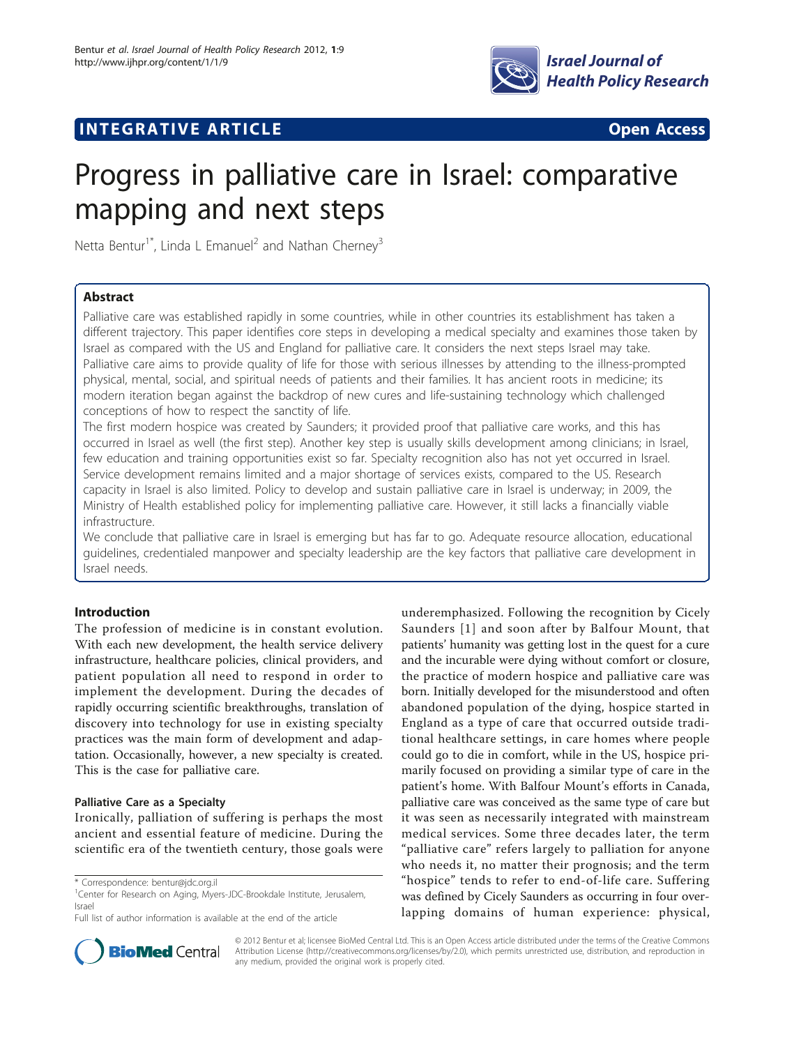INTEGRATIVE ARTICLE

Open Access

# Progress in palliative care in Israel: comparative mapping and next steps

Netta Bentur[1*], Linda L Emanuel[2] and Nathan Cherney[3]

## Abstract

Palliative care was established rapidly in some countries, while in other countries its establishment has taken a different trajectory. This paper identifies core steps in developing a medical specialty and examines those taken by Israel as compared with the US and England for palliative care. It considers the next steps Israel may take. Palliative care aims to provide quality of life for those with serious illnesses by attending to the illness-prompted physical, mental, social, and spiritual needs of patients and their families. It has ancient roots in medicine; its modern iteration began against the backdrop of new cures and life-sustaining technology which challenged conceptions of how to respect the sanctity of life.

The first modern hospice was created by Saunders; it provided proof that palliative care works, and this has occurred in Israel as well (the first step). Another key step is usually skills development among clinicians; in Israel, few education and training opportunities exist so far. Specialty recognition also has not yet occurred in Israel. Service development remains limited and a major shortage of services exists, compared to the US. Research capacity in Israel is also limited. Policy to develop and sustain palliative care in Israel is underway; in 2009, the Ministry of Health established policy for implementing palliative care. However, it still lacks a financially viable infrastructure.

We conclude that palliative care in Israel is emerging but has far to go. Adequate resource allocation, educational guidelines, credentialed manpower and specialty leadership are the key factors that palliative care development in Israel needs.

## Introduction

The profession of medicine is in constant evolution. With each new development, the health service delivery infrastructure, healthcare policies, clinical providers, and patient population all need to respond in order to implement the development. During the decades of rapidly occurring scientific breakthroughs, translation of discovery into technology for use in existing specialty practices was the main form of development and adaptation. Occasionally, however, a new specialty is created. This is the case for palliative care.

### Palliative Care as a Specialty

Ironically, palliation of suffering is perhaps the most ancient and essential feature of medicine. During the scientific era of the twentieth century, those goals were underemphasized. Following the recognition by Cicely Saunders [1] and soon after by Balfour Mount, that patients' humanity was getting lost in the quest for a cure and the incurable were dying without comfort or closure, the practice of modern hospice and palliative care was born. Initially developed for the misunderstood and often abandoned population of the dying, hospice started in England as a type of care that occurred outside traditional healthcare settings, in care homes where people could go to die in comfort, while in the US, hospice primarily focused on providing a similar type of care in the patient's home. With Balfour Mount's efforts in Canada, palliative care was conceived as the same type of care but it was seen as necessarily integrated with mainstream medical services. Some three decades later, the term "palliative care" refers largely to palliation for anyone who needs it, no matter their prognosis; and the term "hospice" tends to refer to end-of-life care. Suffering was defined by Cicely Saunders as occurring in four overlapping domains of human experience: physical,

\* Correspondence: bentur@jdc.org.il

[1]Center for Research on Aging, Myers-JDC-Brookdale Institute, Jerusalem, Israel

Full list of author information is available at the end of the article

© 2012 Bentur et al; licensee BioMed Central Ltd. This is an Open Access article distributed under the terms of the Creative Commons Attribution License (http://creativecommons.org/licenses/by/2.0), which permits unrestricted use, distribution, and reproduction in any medium, provided the original work is properly cited.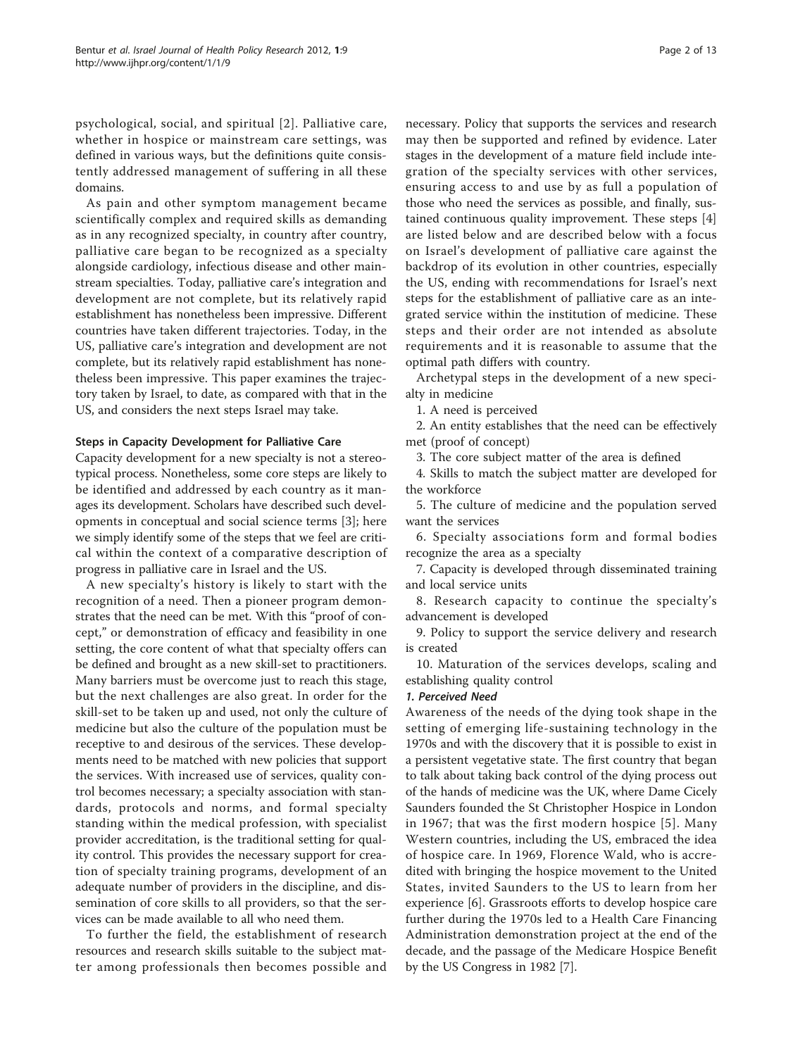psychological, social, and spiritual [2]. Palliative care, whether in hospice or mainstream care settings, was defined in various ways, but the definitions quite consistently addressed management of suffering in all these domains.

As pain and other symptom management became scientifically complex and required skills as demanding as in any recognized specialty, in country after country, palliative care began to be recognized as a specialty alongside cardiology, infectious disease and other mainstream specialties. Today, palliative care's integration and development are not complete, but its relatively rapid establishment has nonetheless been impressive. Different countries have taken different trajectories. Today, in the US, palliative care's integration and development are not complete, but its relatively rapid establishment has nonetheless been impressive. This paper examines the trajectory taken by Israel, to date, as compared with that in the US, and considers the next steps Israel may take.

### Steps in Capacity Development for Palliative Care

Capacity development for a new specialty is not a stereotypical process. Nonetheless, some core steps are likely to be identified and addressed by each country as it manages its development. Scholars have described such developments in conceptual and social science terms [3]; here we simply identify some of the steps that we feel are critical within the context of a comparative description of progress in palliative care in Israel and the US.

A new specialty's history is likely to start with the recognition of a need. Then a pioneer program demonstrates that the need can be met. With this "proof of concept," or demonstration of efficacy and feasibility in one setting, the core content of what that specialty offers can be defined and brought as a new skill-set to practitioners. Many barriers must be overcome just to reach this stage, but the next challenges are also great. In order for the skill-set to be taken up and used, not only the culture of medicine but also the culture of the population must be receptive to and desirous of the services. These developments need to be matched with new policies that support the services. With increased use of services, quality control becomes necessary; a specialty association with standards, protocols and norms, and formal specialty standing within the medical profession, with specialist provider accreditation, is the traditional setting for quality control. This provides the necessary support for creation of specialty training programs, development of an adequate number of providers in the discipline, and dissemination of core skills to all providers, so that the services can be made available to all who need them.

To further the field, the establishment of research resources and research skills suitable to the subject matter among professionals then becomes possible and necessary. Policy that supports the services and research may then be supported and refined by evidence. Later stages in the development of a mature field include integration of the specialty services with other services, ensuring access to and use by as full a population of those who need the services as possible, and finally, sustained continuous quality improvement. These steps [4] are listed below and are described below with a focus on Israel's development of palliative care against the backdrop of its evolution in other countries, especially the US, ending with recommendations for Israel's next steps for the establishment of palliative care as an integrated service within the institution of medicine. These steps and their order are not intended as absolute requirements and it is reasonable to assume that the optimal path differs with country.

Archetypal steps in the development of a new specialty in medicine

1. A need is perceived
2. An entity establishes that the need can be effectively met (proof of concept)
3. The core subject matter of the area is defined
4. Skills to match the subject matter are developed for the workforce
5. The culture of medicine and the population served want the services
6. Specialty associations form and formal bodies recognize the area as a specialty
7. Capacity is developed through disseminated training and local service units
8. Research capacity to continue the specialty's advancement is developed
9. Policy to support the service delivery and research is created
10. Maturation of the services develops, scaling and establishing quality control

#### *1. Perceived Need*

Awareness of the needs of the dying took shape in the setting of emerging life-sustaining technology in the 1970s and with the discovery that it is possible to exist in a persistent vegetative state. The first country that began to talk about taking back control of the dying process out of the hands of medicine was the UK, where Dame Cicely Saunders founded the St Christopher Hospice in London in 1967; that was the first modern hospice [5]. Many Western countries, including the US, embraced the idea of hospice care. In 1969, Florence Wald, who is accredited with bringing the hospice movement to the United States, invited Saunders to the US to learn from her experience [6]. Grassroots efforts to develop hospice care further during the 1970s led to a Health Care Financing Administration demonstration project at the end of the decade, and the passage of the Medicare Hospice Benefit by the US Congress in 1982 [7].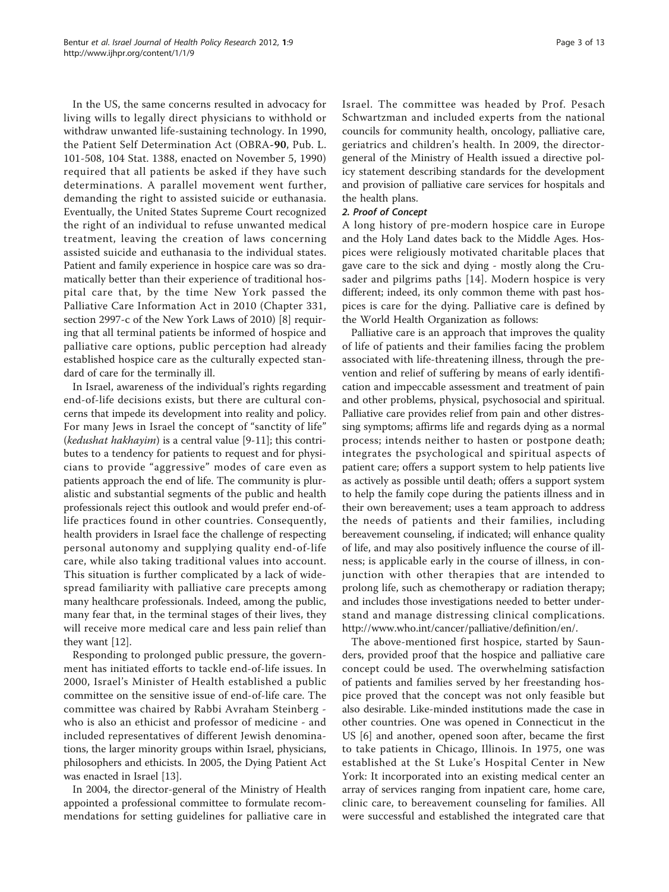In the US, the same concerns resulted in advocacy for living wills to legally direct physicians to withhold or withdraw unwanted life-sustaining technology. In 1990, the Patient Self Determination Act (OBRA-**90**, Pub. L. 101-508, 104 Stat. 1388, enacted on November 5, 1990) required that all patients be asked if they have such determinations. A parallel movement went further, demanding the right to assisted suicide or euthanasia. Eventually, the United States Supreme Court recognized the right of an individual to refuse unwanted medical treatment, leaving the creation of laws concerning assisted suicide and euthanasia to the individual states. Patient and family experience in hospice care was so dramatically better than their experience of traditional hospital care that, by the time New York passed the Palliative Care Information Act in 2010 (Chapter 331, section 2997-c of the New York Laws of 2010) [8] requiring that all terminal patients be informed of hospice and palliative care options, public perception had already established hospice care as the culturally expected standard of care for the terminally ill.

In Israel, awareness of the individual's rights regarding end-of-life decisions exists, but there are cultural concerns that impede its development into reality and policy. For many Jews in Israel the concept of "sanctity of life" (*kedushat hakhayim*) is a central value [9-11]; this contributes to a tendency for patients to request and for physicians to provide "aggressive" modes of care even as patients approach the end of life. The community is pluralistic and substantial segments of the public and health professionals reject this outlook and would prefer end-of-life practices found in other countries. Consequently, health providers in Israel face the challenge of respecting personal autonomy and supplying quality end-of-life care, while also taking traditional values into account. This situation is further complicated by a lack of widespread familiarity with palliative care precepts among many healthcare professionals. Indeed, among the public, many fear that, in the terminal stages of their lives, they will receive more medical care and less pain relief than they want [12].

Responding to prolonged public pressure, the government has initiated efforts to tackle end-of-life issues. In 2000, Israel's Minister of Health established a public committee on the sensitive issue of end-of-life care. The committee was chaired by Rabbi Avraham Steinberg - who is also an ethicist and professor of medicine - and included representatives of different Jewish denominations, the larger minority groups within Israel, physicians, philosophers and ethicists. In 2005, the Dying Patient Act was enacted in Israel [13].

In 2004, the director-general of the Ministry of Health appointed a professional committee to formulate recommendations for setting guidelines for palliative care in Israel. The committee was headed by Prof. Pesach Schwartzman and included experts from the national councils for community health, oncology, palliative care, geriatrics and children's health. In 2009, the director-general of the Ministry of Health issued a directive policy statement describing standards for the development and provision of palliative care services for hospitals and the health plans.

#### *2. Proof of Concept*

A long history of pre-modern hospice care in Europe and the Holy Land dates back to the Middle Ages. Hospices were religiously motivated charitable places that gave care to the sick and dying - mostly along the Crusader and pilgrims paths [14]. Modern hospice is very different; indeed, its only common theme with past hospices is care for the dying. Palliative care is defined by the World Health Organization as follows:

Palliative care is an approach that improves the quality of life of patients and their families facing the problem associated with life-threatening illness, through the prevention and relief of suffering by means of early identification and impeccable assessment and treatment of pain and other problems, physical, psychosocial and spiritual. Palliative care provides relief from pain and other distressing symptoms; affirms life and regards dying as a normal process; intends neither to hasten or postpone death; integrates the psychological and spiritual aspects of patient care; offers a support system to help patients live as actively as possible until death; offers a support system to help the family cope during the patients illness and in their own bereavement; uses a team approach to address the needs of patients and their families, including bereavement counseling, if indicated; will enhance quality of life, and may also positively influence the course of illness; is applicable early in the course of illness, in conjunction with other therapies that are intended to prolong life, such as chemotherapy or radiation therapy; and includes those investigations needed to better understand and manage distressing clinical complications. http://www.who.int/cancer/palliative/definition/en/.

The above-mentioned first hospice, started by Saunders, provided proof that the hospice and palliative care concept could be used. The overwhelming satisfaction of patients and families served by her freestanding hospice proved that the concept was not only feasible but also desirable. Like-minded institutions made the case in other countries. One was opened in Connecticut in the US [6] and another, opened soon after, became the first to take patients in Chicago, Illinois. In 1975, one was established at the St Luke's Hospital Center in New York: It incorporated into an existing medical center an array of services ranging from inpatient care, home care, clinic care, to bereavement counseling for families. All were successful and established the integrated care that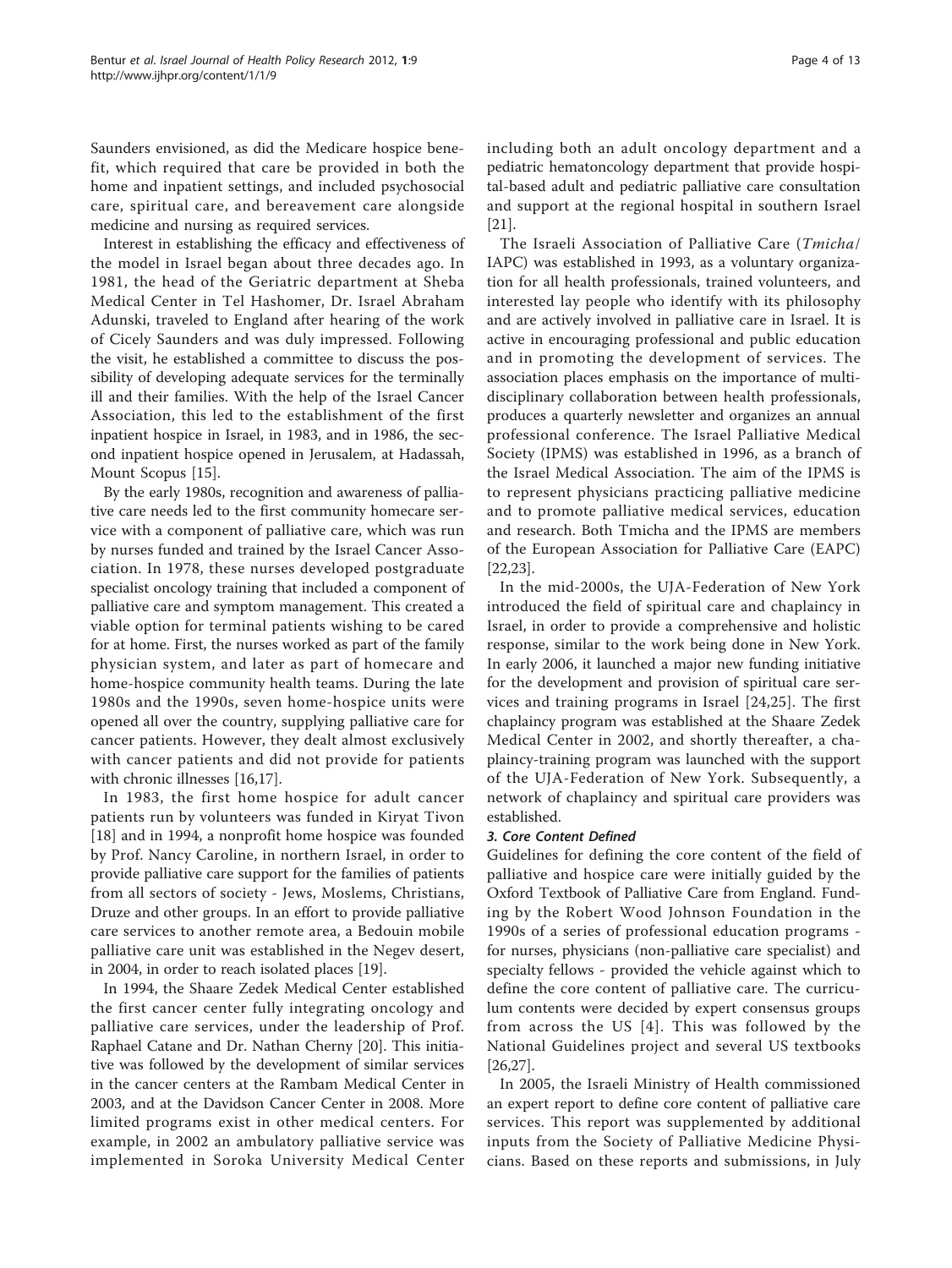Saunders envisioned, as did the Medicare hospice benefit, which required that care be provided in both the home and inpatient settings, and included psychosocial care, spiritual care, and bereavement care alongside medicine and nursing as required services.

Interest in establishing the efficacy and effectiveness of the model in Israel began about three decades ago. In 1981, the head of the Geriatric department at Sheba Medical Center in Tel Hashomer, Dr. Israel Abraham Adunski, traveled to England after hearing of the work of Cicely Saunders and was duly impressed. Following the visit, he established a committee to discuss the possibility of developing adequate services for the terminally ill and their families. With the help of the Israel Cancer Association, this led to the establishment of the first inpatient hospice in Israel, in 1983, and in 1986, the second inpatient hospice opened in Jerusalem, at Hadassah, Mount Scopus [15].

By the early 1980s, recognition and awareness of palliative care needs led to the first community homecare service with a component of palliative care, which was run by nurses funded and trained by the Israel Cancer Association. In 1978, these nurses developed postgraduate specialist oncology training that included a component of palliative care and symptom management. This created a viable option for terminal patients wishing to be cared for at home. First, the nurses worked as part of the family physician system, and later as part of homecare and home-hospice community health teams. During the late 1980s and the 1990s, seven home-hospice units were opened all over the country, supplying palliative care for cancer patients. However, they dealt almost exclusively with cancer patients and did not provide for patients with chronic illnesses [16,17].

In 1983, the first home hospice for adult cancer patients run by volunteers was funded in Kiryat Tivon [18] and in 1994, a nonprofit home hospice was founded by Prof. Nancy Caroline, in northern Israel, in order to provide palliative care support for the families of patients from all sectors of society - Jews, Moslems, Christians, Druze and other groups. In an effort to provide palliative care services to another remote area, a Bedouin mobile palliative care unit was established in the Negev desert, in 2004, in order to reach isolated places [19].

In 1994, the Shaare Zedek Medical Center established the first cancer center fully integrating oncology and palliative care services, under the leadership of Prof. Raphael Catane and Dr. Nathan Cherny [20]. This initiative was followed by the development of similar services in the cancer centers at the Rambam Medical Center in 2003, and at the Davidson Cancer Center in 2008. More limited programs exist in other medical centers. For example, in 2002 an ambulatory palliative service was implemented in Soroka University Medical Center including both an adult oncology department and a pediatric hematoncology department that provide hospital-based adult and pediatric palliative care consultation and support at the regional hospital in southern Israel [21].

The Israeli Association of Palliative Care (*Tmicha*/IAPC) was established in 1993, as a voluntary organization for all health professionals, trained volunteers, and interested lay people who identify with its philosophy and are actively involved in palliative care in Israel. It is active in encouraging professional and public education and in promoting the development of services. The association places emphasis on the importance of multidisciplinary collaboration between health professionals, produces a quarterly newsletter and organizes an annual professional conference. The Israel Palliative Medical Society (IPMS) was established in 1996, as a branch of the Israel Medical Association. The aim of the IPMS is to represent physicians practicing palliative medicine and to promote palliative medical services, education and research. Both Tmicha and the IPMS are members of the European Association for Palliative Care (EAPC) [22,23].

In the mid-2000s, the UJA-Federation of New York introduced the field of spiritual care and chaplaincy in Israel, in order to provide a comprehensive and holistic response, similar to the work being done in New York. In early 2006, it launched a major new funding initiative for the development and provision of spiritual care services and training programs in Israel [24,25]. The first chaplaincy program was established at the Shaare Zedek Medical Center in 2002, and shortly thereafter, a chaplaincy-training program was launched with the support of the UJA-Federation of New York. Subsequently, a network of chaplaincy and spiritual care providers was established.

### *3. Core Content Defined*

Guidelines for defining the core content of the field of palliative and hospice care were initially guided by the Oxford Textbook of Palliative Care from England. Funding by the Robert Wood Johnson Foundation in the 1990s of a series of professional education programs - for nurses, physicians (non-palliative care specialist) and specialty fellows - provided the vehicle against which to define the core content of palliative care. The curriculum contents were decided by expert consensus groups from across the US [4]. This was followed by the National Guidelines project and several US textbooks [26,27].

In 2005, the Israeli Ministry of Health commissioned an expert report to define core content of palliative care services. This report was supplemented by additional inputs from the Society of Palliative Medicine Physicians. Based on these reports and submissions, in July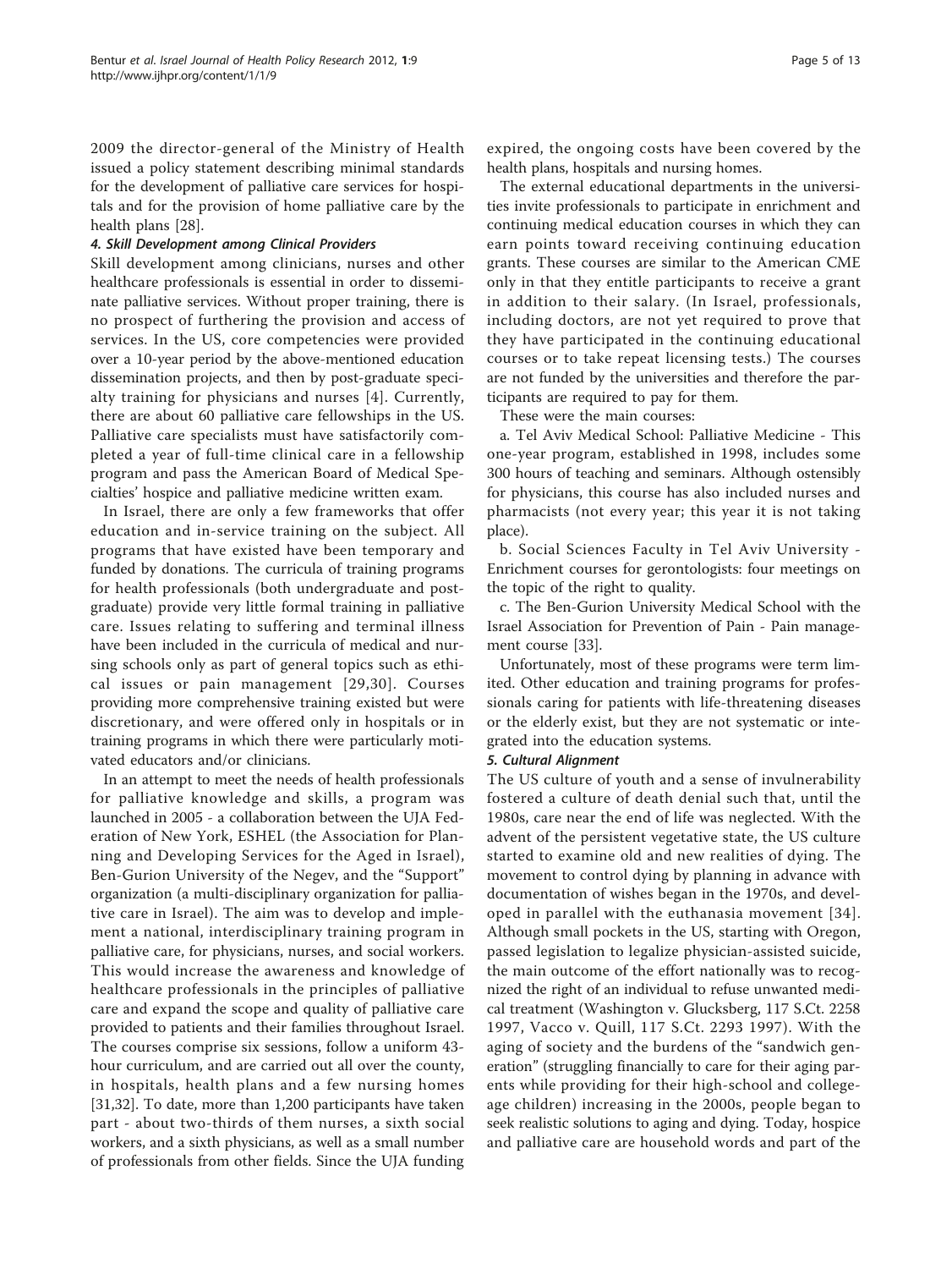2009 the director-general of the Ministry of Health issued a policy statement describing minimal standards for the development of palliative care services for hospitals and for the provision of home palliative care by the health plans [28].

#### *4. Skill Development among Clinical Providers*

Skill development among clinicians, nurses and other healthcare professionals is essential in order to disseminate palliative services. Without proper training, there is no prospect of furthering the provision and access of services. In the US, core competencies were provided over a 10-year period by the above-mentioned education dissemination projects, and then by post-graduate specialty training for physicians and nurses [4]. Currently, there are about 60 palliative care fellowships in the US. Palliative care specialists must have satisfactorily completed a year of full-time clinical care in a fellowship program and pass the American Board of Medical Specialties' hospice and palliative medicine written exam.

In Israel, there are only a few frameworks that offer education and in-service training on the subject. All programs that have existed have been temporary and funded by donations. The curricula of training programs for health professionals (both undergraduate and post-graduate) provide very little formal training in palliative care. Issues relating to suffering and terminal illness have been included in the curricula of medical and nursing schools only as part of general topics such as ethical issues or pain management [29,30]. Courses providing more comprehensive training existed but were discretionary, and were offered only in hospitals or in training programs in which there were particularly motivated educators and/or clinicians.

In an attempt to meet the needs of health professionals for palliative knowledge and skills, a program was launched in 2005 - a collaboration between the UJA Federation of New York, ESHEL (the Association for Planning and Developing Services for the Aged in Israel), Ben-Gurion University of the Negev, and the "Support" organization (a multi-disciplinary organization for palliative care in Israel). The aim was to develop and implement a national, interdisciplinary training program in palliative care, for physicians, nurses, and social workers. This would increase the awareness and knowledge of healthcare professionals in the principles of palliative care and expand the scope and quality of palliative care provided to patients and their families throughout Israel. The courses comprise six sessions, follow a uniform 43-hour curriculum, and are carried out all over the county, in hospitals, health plans and a few nursing homes [31,32]. To date, more than 1,200 participants have taken part - about two-thirds of them nurses, a sixth social workers, and a sixth physicians, as well as a small number of professionals from other fields. Since the UJA funding expired, the ongoing costs have been covered by the health plans, hospitals and nursing homes.

The external educational departments in the universities invite professionals to participate in enrichment and continuing medical education courses in which they can earn points toward receiving continuing education grants. These courses are similar to the American CME only in that they entitle participants to receive a grant in addition to their salary. (In Israel, professionals, including doctors, are not yet required to prove that they have participated in the continuing educational courses or to take repeat licensing tests.) The courses are not funded by the universities and therefore the participants are required to pay for them.

These were the main courses:

a. Tel Aviv Medical School: Palliative Medicine - This one-year program, established in 1998, includes some 300 hours of teaching and seminars. Although ostensibly for physicians, this course has also included nurses and pharmacists (not every year; this year it is not taking place).

b. Social Sciences Faculty in Tel Aviv University - Enrichment courses for gerontologists: four meetings on the topic of the right to quality.

c. The Ben-Gurion University Medical School with the Israel Association for Prevention of Pain - Pain management course [33].

Unfortunately, most of these programs were term limited. Other education and training programs for professionals caring for patients with life-threatening diseases or the elderly exist, but they are not systematic or integrated into the education systems.

#### *5. Cultural Alignment*

The US culture of youth and a sense of invulnerability fostered a culture of death denial such that, until the 1980s, care near the end of life was neglected. With the advent of the persistent vegetative state, the US culture started to examine old and new realities of dying. The movement to control dying by planning in advance with documentation of wishes began in the 1970s, and developed in parallel with the euthanasia movement [34]. Although small pockets in the US, starting with Oregon, passed legislation to legalize physician-assisted suicide, the main outcome of the effort nationally was to recognized the right of an individual to refuse unwanted medical treatment (Washington v. Glucksberg, 117 S.Ct. 2258 1997, Vacco v. Quill, 117 S.Ct. 2293 1997). With the aging of society and the burdens of the "sandwich generation" (struggling financially to care for their aging parents while providing for their high-school and college-age children) increasing in the 2000s, people began to seek realistic solutions to aging and dying. Today, hospice and palliative care are household words and part of the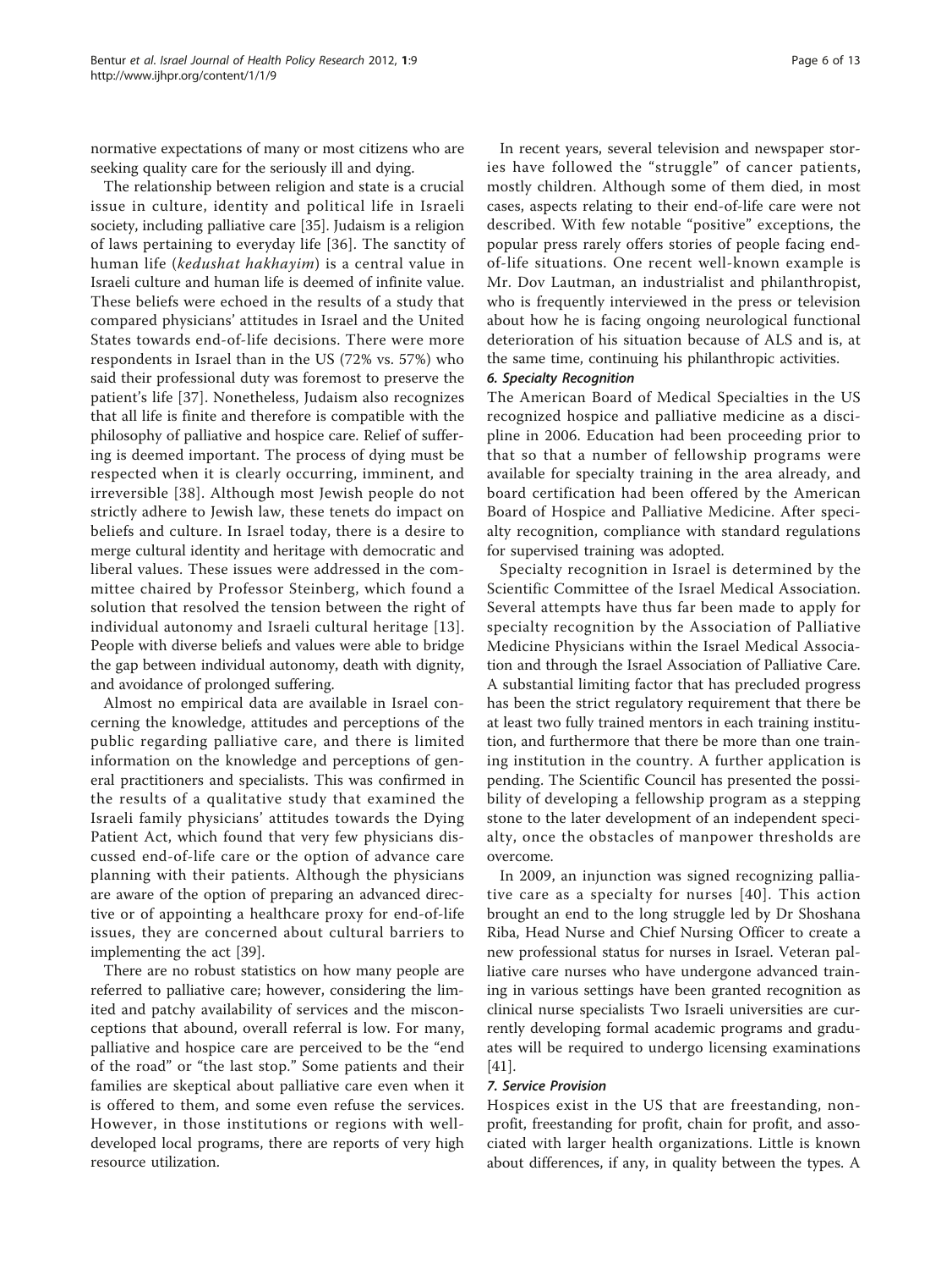normative expectations of many or most citizens who are seeking quality care for the seriously ill and dying.

The relationship between religion and state is a crucial issue in culture, identity and political life in Israeli society, including palliative care [35]. Judaism is a religion of laws pertaining to everyday life [36]. The sanctity of human life (*kedushat hakhayim*) is a central value in Israeli culture and human life is deemed of infinite value. These beliefs were echoed in the results of a study that compared physicians' attitudes in Israel and the United States towards end-of-life decisions. There were more respondents in Israel than in the US (72% vs. 57%) who said their professional duty was foremost to preserve the patient's life [37]. Nonetheless, Judaism also recognizes that all life is finite and therefore is compatible with the philosophy of palliative and hospice care. Relief of suffering is deemed important. The process of dying must be respected when it is clearly occurring, imminent, and irreversible [38]. Although most Jewish people do not strictly adhere to Jewish law, these tenets do impact on beliefs and culture. In Israel today, there is a desire to merge cultural identity and heritage with democratic and liberal values. These issues were addressed in the committee chaired by Professor Steinberg, which found a solution that resolved the tension between the right of individual autonomy and Israeli cultural heritage [13]. People with diverse beliefs and values were able to bridge the gap between individual autonomy, death with dignity, and avoidance of prolonged suffering.

Almost no empirical data are available in Israel concerning the knowledge, attitudes and perceptions of the public regarding palliative care, and there is limited information on the knowledge and perceptions of general practitioners and specialists. This was confirmed in the results of a qualitative study that examined the Israeli family physicians' attitudes towards the Dying Patient Act, which found that very few physicians discussed end-of-life care or the option of advance care planning with their patients. Although the physicians are aware of the option of preparing an advanced directive or of appointing a healthcare proxy for end-of-life issues, they are concerned about cultural barriers to implementing the act [39].

There are no robust statistics on how many people are referred to palliative care; however, considering the limited and patchy availability of services and the misconceptions that abound, overall referral is low. For many, palliative and hospice care are perceived to be the "end of the road" or "the last stop." Some patients and their families are skeptical about palliative care even when it is offered to them, and some even refuse the services. However, in those institutions or regions with well-developed local programs, there are reports of very high resource utilization.

In recent years, several television and newspaper stories have followed the "struggle" of cancer patients, mostly children. Although some of them died, in most cases, aspects relating to their end-of-life care were not described. With few notable "positive" exceptions, the popular press rarely offers stories of people facing end-of-life situations. One recent well-known example is Mr. Dov Lautman, an industrialist and philanthropist, who is frequently interviewed in the press or television about how he is facing ongoing neurological functional deterioration of his situation because of ALS and is, at the same time, continuing his philanthropic activities.

### 6. Specialty Recognition

The American Board of Medical Specialties in the US recognized hospice and palliative medicine as a discipline in 2006. Education had been proceeding prior to that so that a number of fellowship programs were available for specialty training in the area already, and board certification had been offered by the American Board of Hospice and Palliative Medicine. After specialty recognition, compliance with standard regulations for supervised training was adopted.

Specialty recognition in Israel is determined by the Scientific Committee of the Israel Medical Association. Several attempts have thus far been made to apply for specialty recognition by the Association of Palliative Medicine Physicians within the Israel Medical Association and through the Israel Association of Palliative Care. A substantial limiting factor that has precluded progress has been the strict regulatory requirement that there be at least two fully trained mentors in each training institution, and furthermore that there be more than one training institution in the country. A further application is pending. The Scientific Council has presented the possibility of developing a fellowship program as a stepping stone to the later development of an independent specialty, once the obstacles of manpower thresholds are overcome.

In 2009, an injunction was signed recognizing palliative care as a specialty for nurses [40]. This action brought an end to the long struggle led by Dr Shoshana Riba, Head Nurse and Chief Nursing Officer to create a new professional status for nurses in Israel. Veteran palliative care nurses who have undergone advanced training in various settings have been granted recognition as clinical nurse specialists Two Israeli universities are currently developing formal academic programs and graduates will be required to undergo licensing examinations [41].

### 7. Service Provision

Hospices exist in the US that are freestanding, nonprofit, freestanding for profit, chain for profit, and associated with larger health organizations. Little is known about differences, if any, in quality between the types. A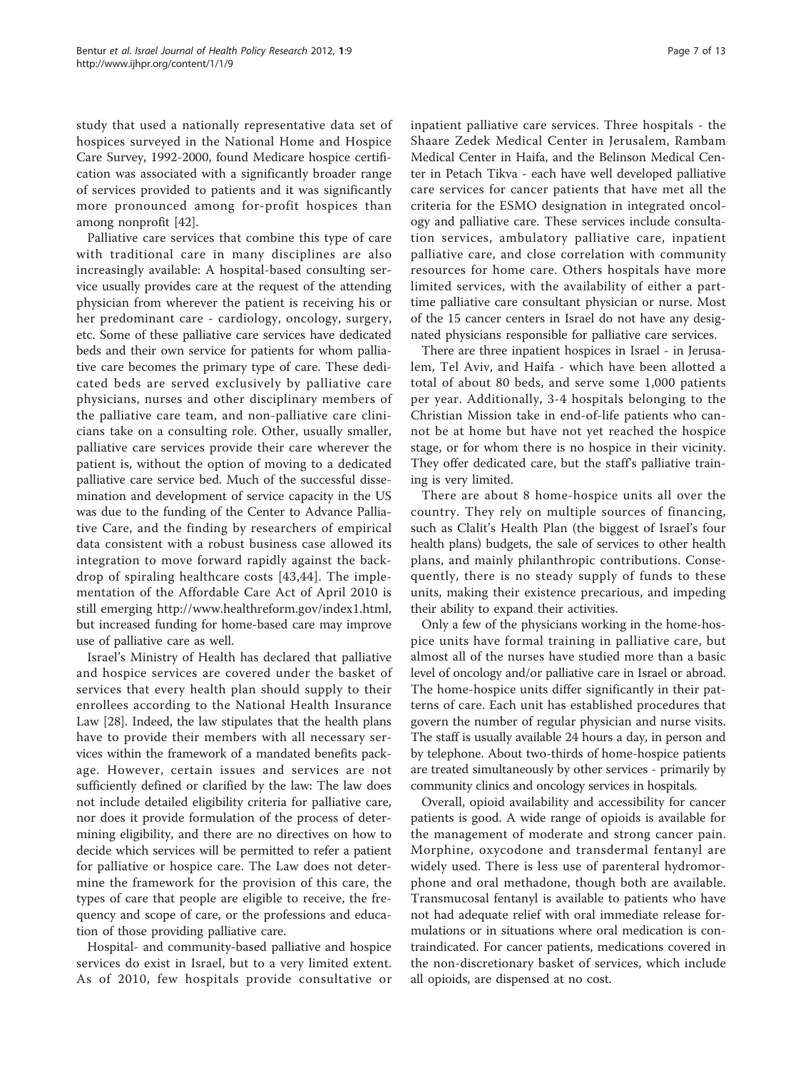study that used a nationally representative data set of hospices surveyed in the National Home and Hospice Care Survey, 1992-2000, found Medicare hospice certification was associated with a significantly broader range of services provided to patients and it was significantly more pronounced among for-profit hospices than among nonprofit [42].

Palliative care services that combine this type of care with traditional care in many disciplines are also increasingly available: A hospital-based consulting service usually provides care at the request of the attending physician from wherever the patient is receiving his or her predominant care - cardiology, oncology, surgery, etc. Some of these palliative care services have dedicated beds and their own service for patients for whom palliative care becomes the primary type of care. These dedicated beds are served exclusively by palliative care physicians, nurses and other disciplinary members of the palliative care team, and non-palliative care clinicians take on a consulting role. Other, usually smaller, palliative care services provide their care wherever the patient is, without the option of moving to a dedicated palliative care service bed. Much of the successful dissemination and development of service capacity in the US was due to the funding of the Center to Advance Palliative Care, and the finding by researchers of empirical data consistent with a robust business case allowed its integration to move forward rapidly against the backdrop of spiraling healthcare costs [43,44]. The implementation of the Affordable Care Act of April 2010 is still emerging http://www.healthreform.gov/index1.html, but increased funding for home-based care may improve use of palliative care as well.

Israel's Ministry of Health has declared that palliative and hospice services are covered under the basket of services that every health plan should supply to their enrollees according to the National Health Insurance Law [28]. Indeed, the law stipulates that the health plans have to provide their members with all necessary services within the framework of a mandated benefits package. However, certain issues and services are not sufficiently defined or clarified by the law: The law does not include detailed eligibility criteria for palliative care, nor does it provide formulation of the process of determining eligibility, and there are no directives on how to decide which services will be permitted to refer a patient for palliative or hospice care. The Law does not determine the framework for the provision of this care, the types of care that people are eligible to receive, the frequency and scope of care, or the professions and education of those providing palliative care.

Hospital- and community-based palliative and hospice services do exist in Israel, but to a very limited extent. As of 2010, few hospitals provide consultative or inpatient palliative care services. Three hospitals - the Shaare Zedek Medical Center in Jerusalem, Rambam Medical Center in Haifa, and the Belinson Medical Center in Petach Tikva - each have well developed palliative care services for cancer patients that have met all the criteria for the ESMO designation in integrated oncology and palliative care. These services include consultation services, ambulatory palliative care, inpatient palliative care, and close correlation with community resources for home care. Others hospitals have more limited services, with the availability of either a part-time palliative care consultant physician or nurse. Most of the 15 cancer centers in Israel do not have any designated physicians responsible for palliative care services.

There are three inpatient hospices in Israel - in Jerusalem, Tel Aviv, and Haifa - which have been allotted a total of about 80 beds, and serve some 1,000 patients per year. Additionally, 3-4 hospitals belonging to the Christian Mission take in end-of-life patients who cannot be at home but have not yet reached the hospice stage, or for whom there is no hospice in their vicinity. They offer dedicated care, but the staff's palliative training is very limited.

There are about 8 home-hospice units all over the country. They rely on multiple sources of financing, such as Clalit's Health Plan (the biggest of Israel's four health plans) budgets, the sale of services to other health plans, and mainly philanthropic contributions. Consequently, there is no steady supply of funds to these units, making their existence precarious, and impeding their ability to expand their activities.

Only a few of the physicians working in the home-hospice units have formal training in palliative care, but almost all of the nurses have studied more than a basic level of oncology and/or palliative care in Israel or abroad. The home-hospice units differ significantly in their patterns of care. Each unit has established procedures that govern the number of regular physician and nurse visits. The staff is usually available 24 hours a day, in person and by telephone. About two-thirds of home-hospice patients are treated simultaneously by other services - primarily by community clinics and oncology services in hospitals.

Overall, opioid availability and accessibility for cancer patients is good. A wide range of opioids is available for the management of moderate and strong cancer pain. Morphine, oxycodone and transdermal fentanyl are widely used. There is less use of parenteral hydromorphone and oral methadone, though both are available. Transmucosal fentanyl is available to patients who have not had adequate relief with oral immediate release formulations or in situations where oral medication is contraindicated. For cancer patients, medications covered in the non-discretionary basket of services, which include all opioids, are dispensed at no cost.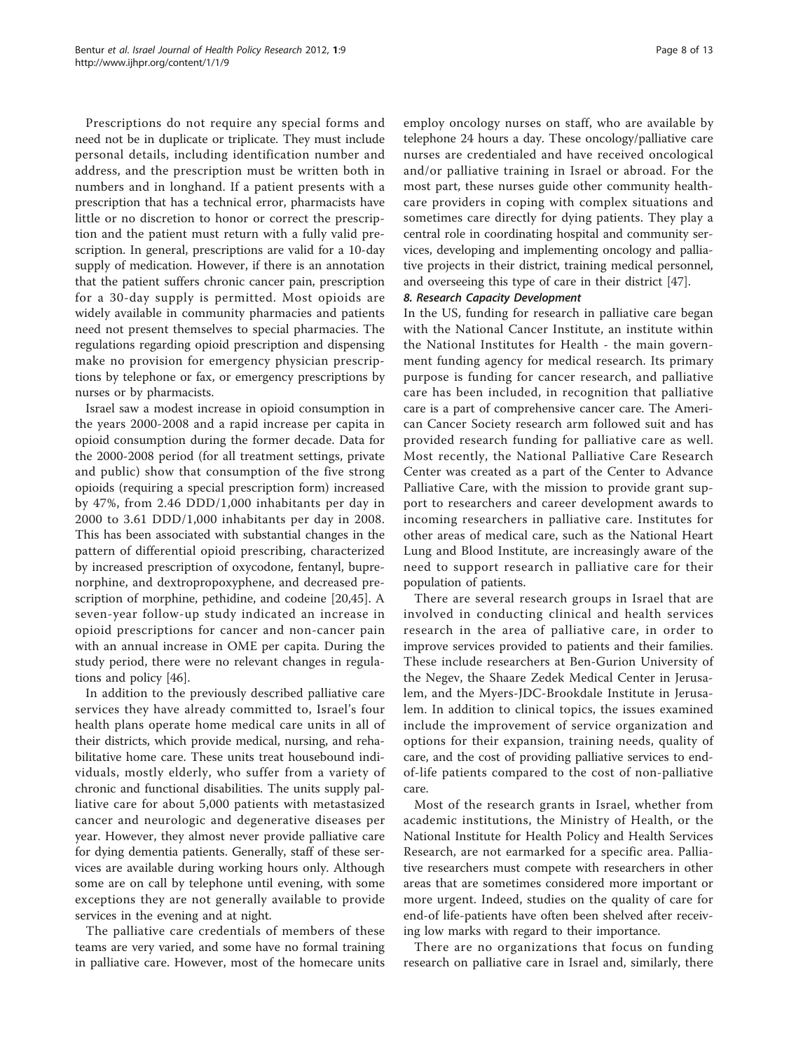Prescriptions do not require any special forms and need not be in duplicate or triplicate. They must include personal details, including identification number and address, and the prescription must be written both in numbers and in longhand. If a patient presents with a prescription that has a technical error, pharmacists have little or no discretion to honor or correct the prescription and the patient must return with a fully valid prescription. In general, prescriptions are valid for a 10-day supply of medication. However, if there is an annotation that the patient suffers chronic cancer pain, prescription for a 30-day supply is permitted. Most opioids are widely available in community pharmacies and patients need not present themselves to special pharmacies. The regulations regarding opioid prescription and dispensing make no provision for emergency physician prescriptions by telephone or fax, or emergency prescriptions by nurses or by pharmacists.

Israel saw a modest increase in opioid consumption in the years 2000-2008 and a rapid increase per capita in opioid consumption during the former decade. Data for the 2000-2008 period (for all treatment settings, private and public) show that consumption of the five strong opioids (requiring a special prescription form) increased by 47%, from 2.46 DDD/1,000 inhabitants per day in 2000 to 3.61 DDD/1,000 inhabitants per day in 2008. This has been associated with substantial changes in the pattern of differential opioid prescribing, characterized by increased prescription of oxycodone, fentanyl, buprenorphine, and dextropropoxyphene, and decreased prescription of morphine, pethidine, and codeine [20,45]. A seven-year follow-up study indicated an increase in opioid prescriptions for cancer and non-cancer pain with an annual increase in OME per capita. During the study period, there were no relevant changes in regulations and policy [46].

In addition to the previously described palliative care services they have already committed to, Israel's four health plans operate home medical care units in all of their districts, which provide medical, nursing, and rehabilitative home care. These units treat housebound individuals, mostly elderly, who suffer from a variety of chronic and functional disabilities. The units supply palliative care for about 5,000 patients with metastasized cancer and neurologic and degenerative diseases per year. However, they almost never provide palliative care for dying dementia patients. Generally, staff of these services are available during working hours only. Although some are on call by telephone until evening, with some exceptions they are not generally available to provide services in the evening and at night.

The palliative care credentials of members of these teams are very varied, and some have no formal training in palliative care. However, most of the homecare units employ oncology nurses on staff, who are available by telephone 24 hours a day. These oncology/palliative care nurses are credentialed and have received oncological and/or palliative training in Israel or abroad. For the most part, these nurses guide other community healthcare providers in coping with complex situations and sometimes care directly for dying patients. They play a central role in coordinating hospital and community services, developing and implementing oncology and palliative projects in their district, training medical personnel, and overseeing this type of care in their district [47].

#### *8. Research Capacity Development*

In the US, funding for research in palliative care began with the National Cancer Institute, an institute within the National Institutes for Health - the main government funding agency for medical research. Its primary purpose is funding for cancer research, and palliative care has been included, in recognition that palliative care is a part of comprehensive cancer care. The American Cancer Society research arm followed suit and has provided research funding for palliative care as well. Most recently, the National Palliative Care Research Center was created as a part of the Center to Advance Palliative Care, with the mission to provide grant support to researchers and career development awards to incoming researchers in palliative care. Institutes for other areas of medical care, such as the National Heart Lung and Blood Institute, are increasingly aware of the need to support research in palliative care for their population of patients.

There are several research groups in Israel that are involved in conducting clinical and health services research in the area of palliative care, in order to improve services provided to patients and their families. These include researchers at Ben-Gurion University of the Negev, the Shaare Zedek Medical Center in Jerusalem, and the Myers-JDC-Brookdale Institute in Jerusalem. In addition to clinical topics, the issues examined include the improvement of service organization and options for their expansion, training needs, quality of care, and the cost of providing palliative services to end-of-life patients compared to the cost of non-palliative care.

Most of the research grants in Israel, whether from academic institutions, the Ministry of Health, or the National Institute for Health Policy and Health Services Research, are not earmarked for a specific area. Palliative researchers must compete with researchers in other areas that are sometimes considered more important or more urgent. Indeed, studies on the quality of care for end-of life-patients have often been shelved after receiving low marks with regard to their importance.

There are no organizations that focus on funding research on palliative care in Israel and, similarly, there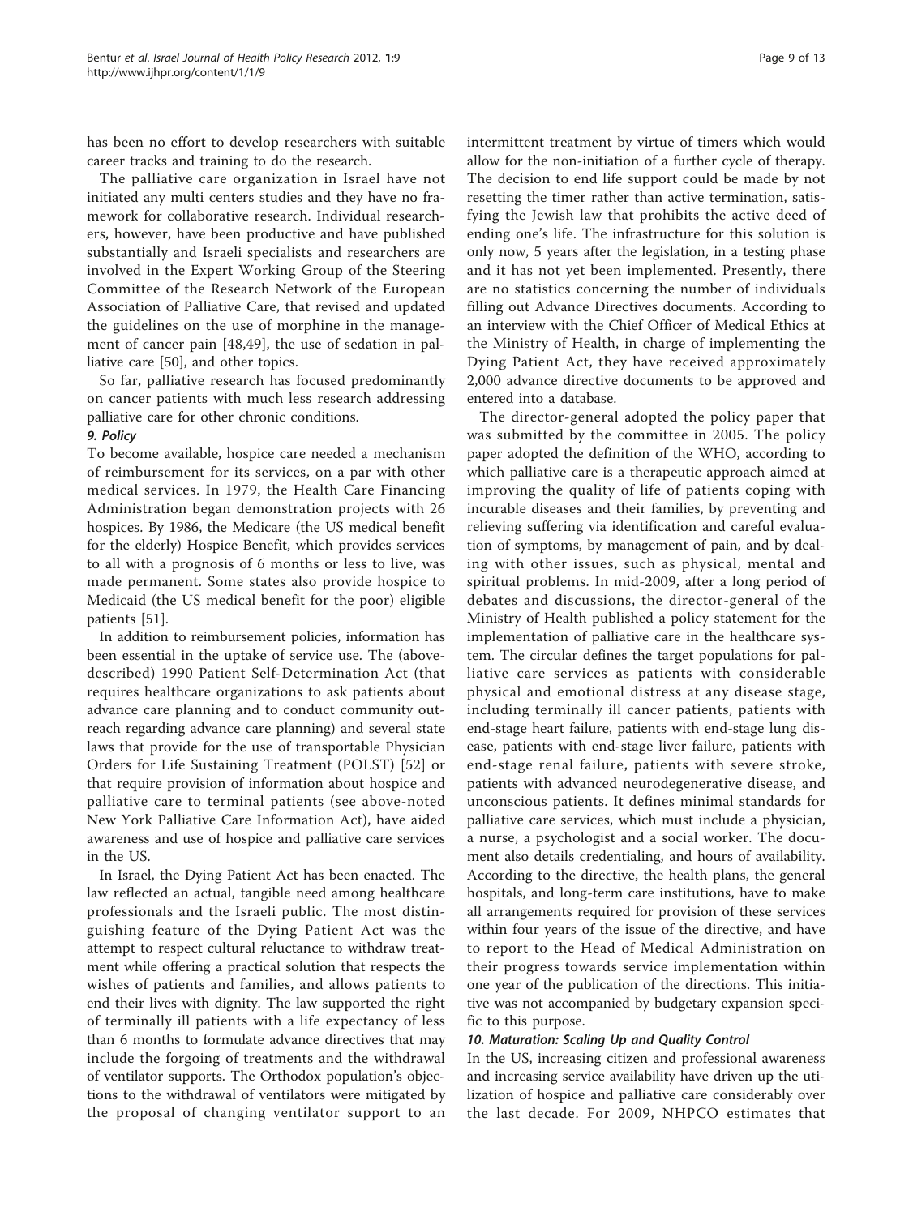has been no effort to develop researchers with suitable career tracks and training to do the research.

The palliative care organization in Israel have not initiated any multi centers studies and they have no framework for collaborative research. Individual researchers, however, have been productive and have published substantially and Israeli specialists and researchers are involved in the Expert Working Group of the Steering Committee of the Research Network of the European Association of Palliative Care, that revised and updated the guidelines on the use of morphine in the management of cancer pain [48,49], the use of sedation in palliative care [50], and other topics.

So far, palliative research has focused predominantly on cancer patients with much less research addressing palliative care for other chronic conditions.

### *9. Policy*

To become available, hospice care needed a mechanism of reimbursement for its services, on a par with other medical services. In 1979, the Health Care Financing Administration began demonstration projects with 26 hospices. By 1986, the Medicare (the US medical benefit for the elderly) Hospice Benefit, which provides services to all with a prognosis of 6 months or less to live, was made permanent. Some states also provide hospice to Medicaid (the US medical benefit for the poor) eligible patients [51].

In addition to reimbursement policies, information has been essential in the uptake of service use. The (above-described) 1990 Patient Self-Determination Act (that requires healthcare organizations to ask patients about advance care planning and to conduct community outreach regarding advance care planning) and several state laws that provide for the use of transportable Physician Orders for Life Sustaining Treatment (POLST) [52] or that require provision of information about hospice and palliative care to terminal patients (see above-noted New York Palliative Care Information Act), have aided awareness and use of hospice and palliative care services in the US.

In Israel, the Dying Patient Act has been enacted. The law reflected an actual, tangible need among healthcare professionals and the Israeli public. The most distinguishing feature of the Dying Patient Act was the attempt to respect cultural reluctance to withdraw treatment while offering a practical solution that respects the wishes of patients and families, and allows patients to end their lives with dignity. The law supported the right of terminally ill patients with a life expectancy of less than 6 months to formulate advance directives that may include the forgoing of treatments and the withdrawal of ventilator supports. The Orthodox population's objections to the withdrawal of ventilators were mitigated by the proposal of changing ventilator support to an intermittent treatment by virtue of timers which would allow for the non-initiation of a further cycle of therapy. The decision to end life support could be made by not resetting the timer rather than active termination, satisfying the Jewish law that prohibits the active deed of ending one's life. The infrastructure for this solution is only now, 5 years after the legislation, in a testing phase and it has not yet been implemented. Presently, there are no statistics concerning the number of individuals filling out Advance Directives documents. According to an interview with the Chief Officer of Medical Ethics at the Ministry of Health, in charge of implementing the Dying Patient Act, they have received approximately 2,000 advance directive documents to be approved and entered into a database.

The director-general adopted the policy paper that was submitted by the committee in 2005. The policy paper adopted the definition of the WHO, according to which palliative care is a therapeutic approach aimed at improving the quality of life of patients coping with incurable diseases and their families, by preventing and relieving suffering via identification and careful evaluation of symptoms, by management of pain, and by dealing with other issues, such as physical, mental and spiritual problems. In mid-2009, after a long period of debates and discussions, the director-general of the Ministry of Health published a policy statement for the implementation of palliative care in the healthcare system. The circular defines the target populations for palliative care services as patients with considerable physical and emotional distress at any disease stage, including terminally ill cancer patients, patients with end-stage heart failure, patients with end-stage lung disease, patients with end-stage liver failure, patients with end-stage renal failure, patients with severe stroke, patients with advanced neurodegenerative disease, and unconscious patients. It defines minimal standards for palliative care services, which must include a physician, a nurse, a psychologist and a social worker. The document also details credentialing, and hours of availability. According to the directive, the health plans, the general hospitals, and long-term care institutions, have to make all arrangements required for provision of these services within four years of the issue of the directive, and have to report to the Head of Medical Administration on their progress towards service implementation within one year of the publication of the directions. This initiative was not accompanied by budgetary expansion specific to this purpose.

### *10. Maturation: Scaling Up and Quality Control*

In the US, increasing citizen and professional awareness and increasing service availability have driven up the utilization of hospice and palliative care considerably over the last decade. For 2009, NHPCO estimates that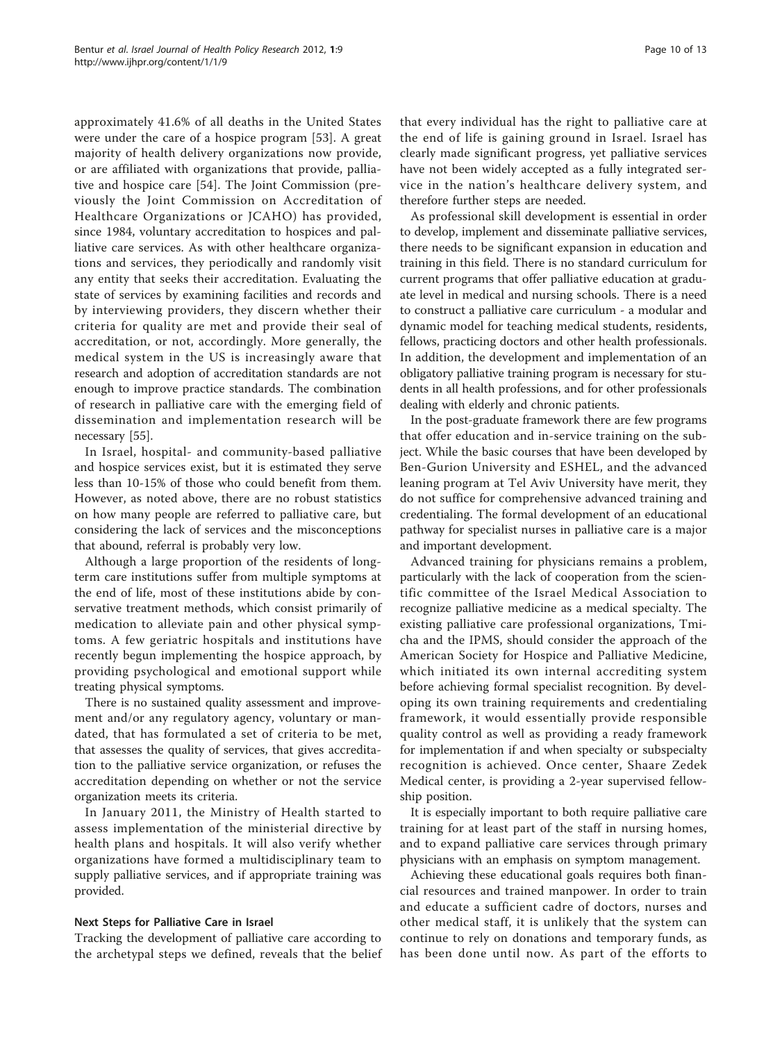approximately 41.6% of all deaths in the United States were under the care of a hospice program [53]. A great majority of health delivery organizations now provide, or are affiliated with organizations that provide, palliative and hospice care [54]. The Joint Commission (previously the Joint Commission on Accreditation of Healthcare Organizations or JCAHO) has provided, since 1984, voluntary accreditation to hospices and palliative care services. As with other healthcare organizations and services, they periodically and randomly visit any entity that seeks their accreditation. Evaluating the state of services by examining facilities and records and by interviewing providers, they discern whether their criteria for quality are met and provide their seal of accreditation, or not, accordingly. More generally, the medical system in the US is increasingly aware that research and adoption of accreditation standards are not enough to improve practice standards. The combination of research in palliative care with the emerging field of dissemination and implementation research will be necessary [55].

In Israel, hospital- and community-based palliative and hospice services exist, but it is estimated they serve less than 10-15% of those who could benefit from them. However, as noted above, there are no robust statistics on how many people are referred to palliative care, but considering the lack of services and the misconceptions that abound, referral is probably very low.

Although a large proportion of the residents of long-term care institutions suffer from multiple symptoms at the end of life, most of these institutions abide by conservative treatment methods, which consist primarily of medication to alleviate pain and other physical symptoms. A few geriatric hospitals and institutions have recently begun implementing the hospice approach, by providing psychological and emotional support while treating physical symptoms.

There is no sustained quality assessment and improvement and/or any regulatory agency, voluntary or mandated, that has formulated a set of criteria to be met, that assesses the quality of services, that gives accreditation to the palliative service organization, or refuses the accreditation depending on whether or not the service organization meets its criteria.

In January 2011, the Ministry of Health started to assess implementation of the ministerial directive by health plans and hospitals. It will also verify whether organizations have formed a multidisciplinary team to supply palliative services, and if appropriate training was provided.

### Next Steps for Palliative Care in Israel

Tracking the development of palliative care according to the archetypal steps we defined, reveals that the belief that every individual has the right to palliative care at the end of life is gaining ground in Israel. Israel has clearly made significant progress, yet palliative services have not been widely accepted as a fully integrated service in the nation's healthcare delivery system, and therefore further steps are needed.

As professional skill development is essential in order to develop, implement and disseminate palliative services, there needs to be significant expansion in education and training in this field. There is no standard curriculum for current programs that offer palliative education at graduate level in medical and nursing schools. There is a need to construct a palliative care curriculum - a modular and dynamic model for teaching medical students, residents, fellows, practicing doctors and other health professionals. In addition, the development and implementation of an obligatory palliative training program is necessary for students in all health professions, and for other professionals dealing with elderly and chronic patients.

In the post-graduate framework there are few programs that offer education and in-service training on the subject. While the basic courses that have been developed by Ben-Gurion University and ESHEL, and the advanced leaning program at Tel Aviv University have merit, they do not suffice for comprehensive advanced training and credentialing. The formal development of an educational pathway for specialist nurses in palliative care is a major and important development.

Advanced training for physicians remains a problem, particularly with the lack of cooperation from the scientific committee of the Israel Medical Association to recognize palliative medicine as a medical specialty. The existing palliative care professional organizations, Tmicha and the IPMS, should consider the approach of the American Society for Hospice and Palliative Medicine, which initiated its own internal accrediting system before achieving formal specialist recognition. By developing its own training requirements and credentialing framework, it would essentially provide responsible quality control as well as providing a ready framework for implementation if and when specialty or subspecialty recognition is achieved. Once center, Shaare Zedek Medical center, is providing a 2-year supervised fellowship position.

It is especially important to both require palliative care training for at least part of the staff in nursing homes, and to expand palliative care services through primary physicians with an emphasis on symptom management.

Achieving these educational goals requires both financial resources and trained manpower. In order to train and educate a sufficient cadre of doctors, nurses and other medical staff, it is unlikely that the system can continue to rely on donations and temporary funds, as has been done until now. As part of the efforts to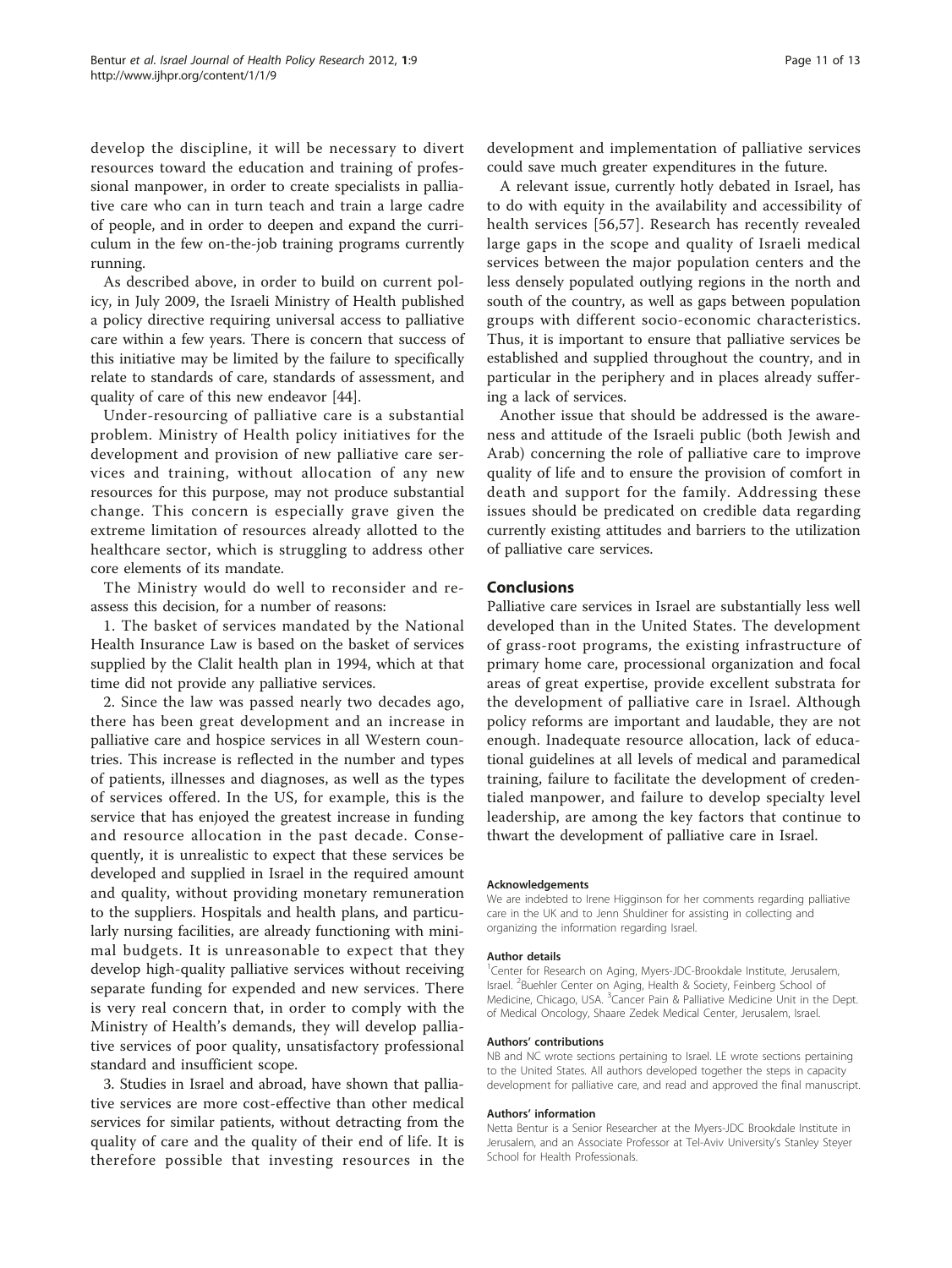develop the discipline, it will be necessary to divert resources toward the education and training of professional manpower, in order to create specialists in palliative care who can in turn teach and train a large cadre of people, and in order to deepen and expand the curriculum in the few on-the-job training programs currently running.

As described above, in order to build on current policy, in July 2009, the Israeli Ministry of Health published a policy directive requiring universal access to palliative care within a few years. There is concern that success of this initiative may be limited by the failure to specifically relate to standards of care, standards of assessment, and quality of care of this new endeavor [44].

Under-resourcing of palliative care is a substantial problem. Ministry of Health policy initiatives for the development and provision of new palliative care services and training, without allocation of any new resources for this purpose, may not produce substantial change. This concern is especially grave given the extreme limitation of resources already allotted to the healthcare sector, which is struggling to address other core elements of its mandate.

The Ministry would do well to reconsider and reassess this decision, for a number of reasons:

1. The basket of services mandated by the National Health Insurance Law is based on the basket of services supplied by the Clalit health plan in 1994, which at that time did not provide any palliative services.

2. Since the law was passed nearly two decades ago, there has been great development and an increase in palliative care and hospice services in all Western countries. This increase is reflected in the number and types of patients, illnesses and diagnoses, as well as the types of services offered. In the US, for example, this is the service that has enjoyed the greatest increase in funding and resource allocation in the past decade. Consequently, it is unrealistic to expect that these services be developed and supplied in Israel in the required amount and quality, without providing monetary remuneration to the suppliers. Hospitals and health plans, and particularly nursing facilities, are already functioning with minimal budgets. It is unreasonable to expect that they develop high-quality palliative services without receiving separate funding for expended and new services. There is very real concern that, in order to comply with the Ministry of Health's demands, they will develop palliative services of poor quality, unsatisfactory professional standard and insufficient scope.

3. Studies in Israel and abroad, have shown that palliative services are more cost-effective than other medical services for similar patients, without detracting from the quality of care and the quality of their end of life. It is therefore possible that investing resources in the development and implementation of palliative services could save much greater expenditures in the future.

A relevant issue, currently hotly debated in Israel, has to do with equity in the availability and accessibility of health services [56,57]. Research has recently revealed large gaps in the scope and quality of Israeli medical services between the major population centers and the less densely populated outlying regions in the north and south of the country, as well as gaps between population groups with different socio-economic characteristics. Thus, it is important to ensure that palliative services be established and supplied throughout the country, and in particular in the periphery and in places already suffering a lack of services.

Another issue that should be addressed is the awareness and attitude of the Israeli public (both Jewish and Arab) concerning the role of palliative care to improve quality of life and to ensure the provision of comfort in death and support for the family. Addressing these issues should be predicated on credible data regarding currently existing attitudes and barriers to the utilization of palliative care services.

## Conclusions

Palliative care services in Israel are substantially less well developed than in the United States. The development of grass-root programs, the existing infrastructure of primary home care, processional organization and focal areas of great expertise, provide excellent substrata for the development of palliative care in Israel. Although policy reforms are important and laudable, they are not enough. Inadequate resource allocation, lack of educational guidelines at all levels of medical and paramedical training, failure to facilitate the development of credentialed manpower, and failure to develop specialty level leadership, are among the key factors that continue to thwart the development of palliative care in Israel.

#### Acknowledgements

We are indebted to Irene Higginson for her comments regarding palliative care in the UK and to Jenn Shuldiner for assisting in collecting and organizing the information regarding Israel.

#### Author details

[1]Center for Research on Aging, Myers-JDC-Brookdale Institute, Jerusalem, Israel. [2]Buehler Center on Aging, Health & Society, Feinberg School of Medicine, Chicago, USA. [3]Cancer Pain & Palliative Medicine Unit in the Dept. of Medical Oncology, Shaare Zedek Medical Center, Jerusalem, Israel.

#### Authors' contributions

NB and NC wrote sections pertaining to Israel. LE wrote sections pertaining to the United States. All authors developed together the steps in capacity development for palliative care, and read and approved the final manuscript.

#### Authors' information

Netta Bentur is a Senior Researcher at the Myers-JDC Brookdale Institute in Jerusalem, and an Associate Professor at Tel-Aviv University's Stanley Steyer School for Health Professionals.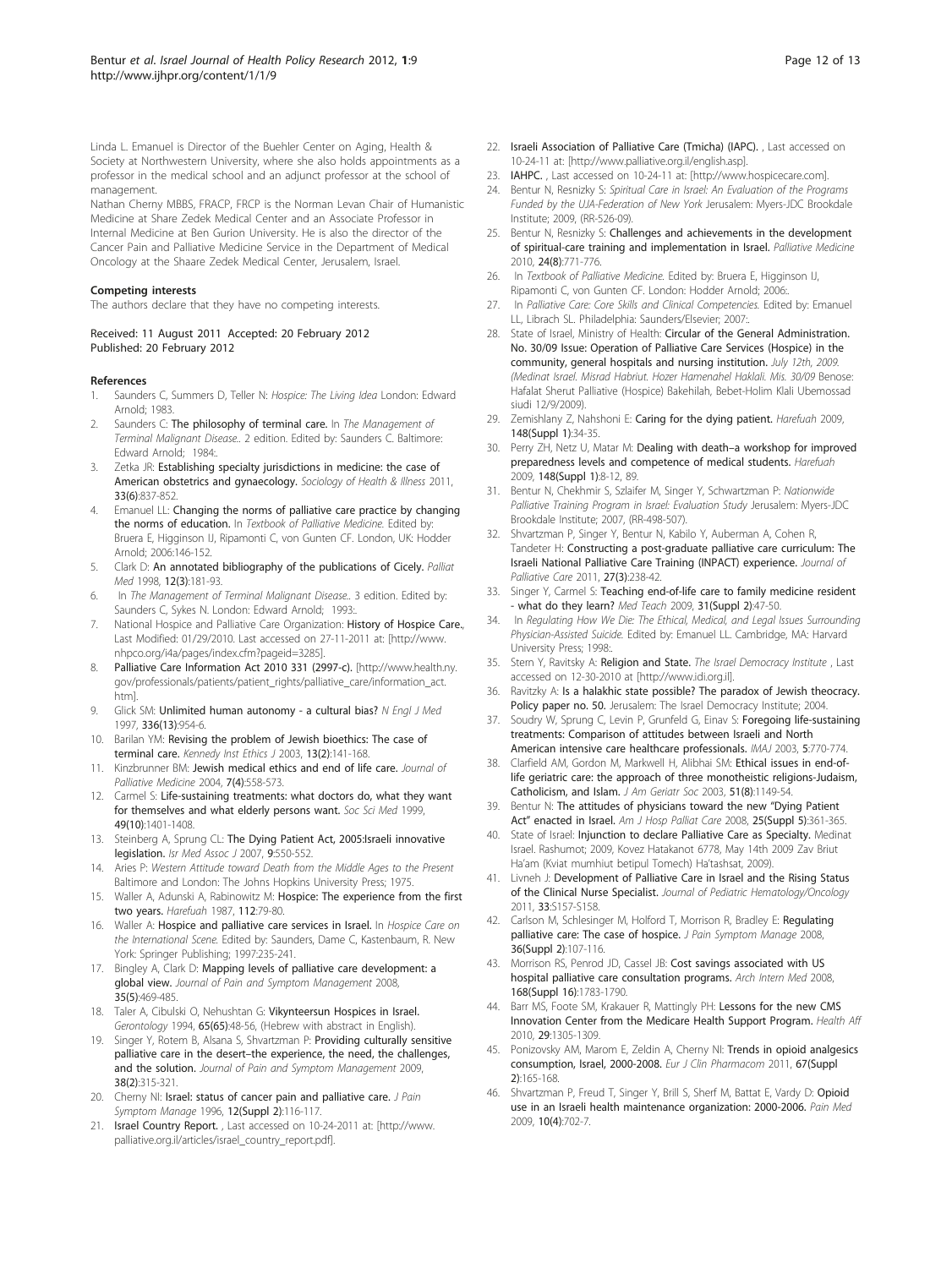Linda L. Emanuel is Director of the Buehler Center on Aging, Health & Society at Northwestern University, where she also holds appointments as a professor in the medical school and an adjunct professor at the school of management.

Nathan Cherny MBBS, FRACP, FRCP is the Norman Levan Chair of Humanistic Medicine at Share Zedek Medical Center and an Associate Professor in Internal Medicine at Ben Gurion University. He is also the director of the Cancer Pain and Palliative Medicine Service in the Department of Medical Oncology at the Shaare Zedek Medical Center, Jerusalem, Israel.

### Competing interests

The authors declare that they have no competing interests.

Received: 11 August 2011 Accepted: 20 February 2012
Published: 20 February 2012

### References

1. Saunders C, Summers D, Teller N: *Hospice: The Living Idea* London: Edward Arnold; 1983.
2. Saunders C: **The philosophy of terminal care.** In *The Management of Terminal Malignant Disease.*. 2 edition. Edited by: Saunders C. Baltimore: Edward Arnold; 1984:.
3. Zetka JR: **Establishing specialty jurisdictions in medicine: the case of American obstetrics and gynaecology.** *Sociology of Health & Illness* 2011, **33(6)**:837-852.
4. Emanuel LL: **Changing the norms of palliative care practice by changing the norms of education.** In *Textbook of Palliative Medicine.* Edited by: Bruera E, Higginson IJ, Ripamonti C, von Gunten CF. London, UK: Hodder Arnold; 2006:146-152.
5. Clark D: **An annotated bibliography of the publications of Cicely.** *Palliat Med* 1998, **12(3)**:181-93.
6. In *The Management of Terminal Malignant Disease.*. 3 edition. Edited by: Saunders C, Sykes N. London: Edward Arnold; 1993:.
7. National Hospice and Palliative Care Organization: **History of Hospice Care.**, Last Modified: 01/29/2010. Last accessed on 27-11-2011 at: [http://www.nhpco.org/i4a/pages/index.cfm?pageid=3285].
8. **Palliative Care Information Act 2010 331 (2997-c).** [http://www.health.ny.gov/professionals/patients/patient_rights/palliative_care/information_act.htm].
9. Glick SM: **Unlimited human autonomy - a cultural bias?** *N Engl J Med* 1997, **336(13)**:954-6.
10. Barilan YM: **Revising the problem of Jewish bioethics: The case of terminal care.** *Kennedy Inst Ethics J* 2003, **13(2)**:141-168.
11. Kinzbrunner BM: **Jewish medical ethics and end of life care.** *Journal of Palliative Medicine* 2004, **7(4)**:558-573.
12. Carmel S: **Life-sustaining treatments: what doctors do, what they want for themselves and what elderly persons want.** *Soc Sci Med* 1999, **49(10)**:1401-1408.
13. Steinberg A, Sprung CL: **The Dying Patient Act, 2005:Israeli innovative legislation.** *Isr Med Assoc J* 2007, **9**:550-552.
14. Aries P: *Western Attitude toward Death from the Middle Ages to the Present* Baltimore and London: The Johns Hopkins University Press; 1975.
15. Waller A, Adunski A, Rabinowitz M: **Hospice: The experience from the first two years.** *Harefuah* 1987, **112**:79-80.
16. Waller A: **Hospice and palliative care services in Israel.** In *Hospice Care on the International Scene.* Edited by: Saunders, Dame C, Kastenbaum, R. New York: Springer Publishing; 1997:235-241.
17. Bingley A, Clark D: **Mapping levels of palliative care development: a global view.** *Journal of Pain and Symptom Management* 2008, **35(5)**:469-485.
18. Taler A, Cibulski O, Nehushtan G: **Vikynteersun Hospices in Israel.** *Gerontology* 1994, **65(65)**:48-56, (Hebrew with abstract in English).
19. Singer Y, Rotem B, Alsana S, Shvartzman P: **Providing culturally sensitive palliative care in the desert–the experience, the need, the challenges, and the solution.** *Journal of Pain and Symptom Management* 2009, **38(2)**:315-321.
20. Cherny NI: **Israel: status of cancer pain and palliative care.** *J Pain Symptom Manage* 1996, **12(Suppl 2)**:116-117.
21. **Israel Country Report.** , Last accessed on 10-24-2011 at: [http://www.palliative.org.il/articles/israel_country_report.pdf].
22. **Israeli Association of Palliative Care (Tmicha) (IAPC).** , Last accessed on 10-24-11 at: [http://www.palliative.org.il/english.asp].
23. **IAHPC.** , Last accessed on 10-24-11 at: [http://www.hospicecare.com].
24. Bentur N, Resnizky S: *Spiritual Care in Israel: An Evaluation of the Programs Funded by the UJA-Federation of New York* Jerusalem: Myers-JDC Brookdale Institute; 2009, (RR-526-09).
25. Bentur N, Resnizky S: **Challenges and achievements in the development of spiritual-care training and implementation in Israel.** *Palliative Medicine* 2010, **24(8)**:771-776.
26. In *Textbook of Palliative Medicine.* Edited by: Bruera E, Higginson IJ, Ripamonti C, von Gunten CF. London: Hodder Arnold; 2006:.
27. In *Palliative Care: Core Skills and Clinical Competencies.* Edited by: Emanuel LL, Librach SL. Philadelphia: Saunders/Elsevier; 2007:.
28. State of Israel, Ministry of Health: **Circular of the General Administration. No. 30/09 Issue: Operation of Palliative Care Services (Hospice) in the community, general hospitals and nursing institution.** *July 12th, 2009. (Medinat Israel. Misrad Habriut. Hozer Hamenahel Haklali. Mis. 30/09* Benose: Hafalat Sherut Palliative (Hospice) Bakehilah, Bebet-Holim Klali Ubemossad siudi 12/9/2009).
29. Zemishlany Z, Nahshoni E: **Caring for the dying patient.** *Harefuah* 2009, **148(Suppl 1)**:34-35.
30. Perry ZH, Netz U, Matar M: **Dealing with death–a workshop for improved preparedness levels and competence of medical students.** *Harefuah* 2009, **148(Suppl 1)**:8-12, 89.
31. Bentur N, Chekhmir S, Szlaifer M, Singer Y, Schwartzman P: *Nationwide Palliative Training Program in Israel: Evaluation Study* Jerusalem: Myers-JDC Brookdale Institute; 2007, (RR-498-507).
32. Shvartzman P, Singer Y, Bentur N, Kabilo Y, Auberman A, Cohen R, Tandeter H: **Constructing a post-graduate palliative care curriculum: The Israeli National Palliative Care Training (INPACT) experience.** *Journal of Palliative Care* 2011, **27(3)**:238-42.
33. Singer Y, Carmel S: **Teaching end-of-life care to family medicine resident - what do they learn?** *Med Teach* 2009, **31(Suppl 2)**:47-50.
34. In *Regulating How We Die: The Ethical, Medical, and Legal Issues Surrounding Physician-Assisted Suicide.* Edited by: Emanuel LL. Cambridge, MA: Harvard University Press; 1998:.
35. Stern Y, Ravitsky A: **Religion and State.** *The Israel Democracy Institute* , Last accessed on 12-30-2010 at [http://www.idi.org.il].
36. Ravitzky A: **Is a halakhic state possible? The paradox of Jewish theocracy. Policy paper no. 50.** Jerusalem: The Israel Democracy Institute; 2004.
37. Soudry W, Sprung C, Levin P, Grunfeld G, Einav S: **Foregoing life-sustaining treatments: Comparison of attitudes between Israeli and North American intensive care healthcare professionals.** *IMAJ* 2003, **5**:770-774.
38. Clarfield AM, Gordon M, Markwell H, Alibhai SM: **Ethical issues in end-of-life geriatric care: the approach of three monotheistic religions-Judaism, Catholicism, and Islam.** *J Am Geriatr Soc* 2003, **51(8)**:1149-54.
39. Bentur N: **The attitudes of physicians toward the new "Dying Patient Act" enacted in Israel.** *Am J Hosp Palliat Care* 2008, **25(Suppl 5)**:361-365.
40. State of Israel: **Injunction to declare Palliative Care as Specialty.** Medinat Israel. Rashumot; 2009, Kovez Hatakanot 6778, May 14th 2009 Zav Briut Ha'am (Kviat mumhiut betipul Tomech) Ha'tashsat, 2009).
41. Livneh J: **Development of Palliative Care in Israel and the Rising Status of the Clinical Nurse Specialist.** *Journal of Pediatric Hematology/Oncology* 2011, **33**:S157-S158.
42. Carlson M, Schlesinger M, Holford T, Morrison R, Bradley E: **Regulating palliative care: The case of hospice.** *J Pain Symptom Manage* 2008, **36(Suppl 2)**:107-116.
43. Morrison RS, Penrod JD, Cassel JB: **Cost savings associated with US hospital palliative care consultation programs.** *Arch Intern Med* 2008, **168(Suppl 16)**:1783-1790.
44. Barr MS, Foote SM, Krakauer R, Mattingly PH: **Lessons for the new CMS Innovation Center from the Medicare Health Support Program.** *Health Aff* 2010, **29**:1305-1309.
45. Ponizovsky AM, Marom E, Zeldin A, Cherny NI: **Trends in opioid analgesics consumption, Israel, 2000-2008.** *Eur J Clin Pharmacom* 2011, **67(Suppl 2)**:165-168.
46. Shvartzman P, Freud T, Singer Y, Brill S, Sherf M, Battat E, Vardy D: **Opioid use in an Israeli health maintenance organization: 2000-2006.** *Pain Med* 2009, **10(4)**:702-7.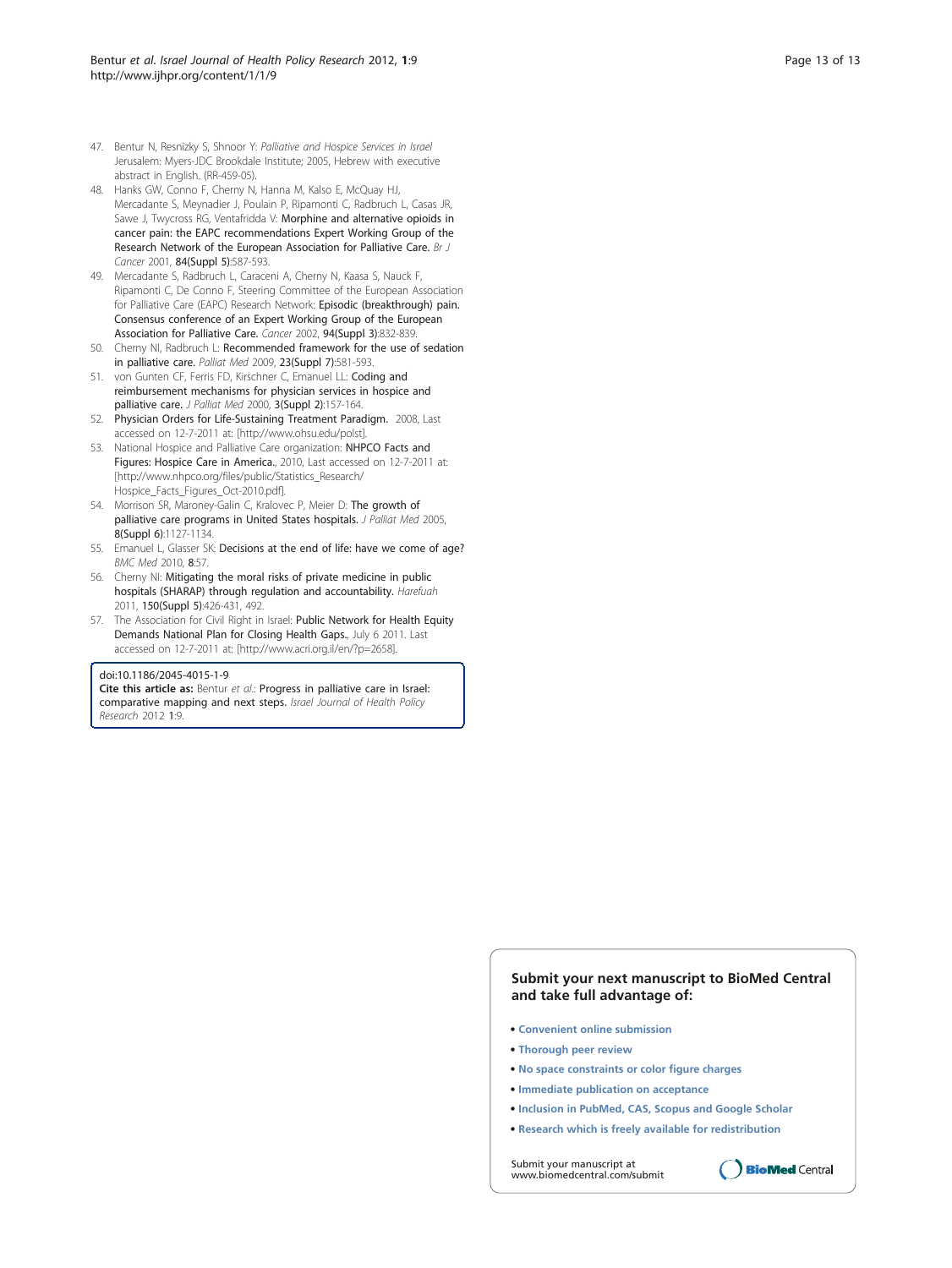47. Bentur N, Resnizky S, Shnoor Y: *Palliative and Hospice Services in Israel* Jerusalem: Myers-JDC Brookdale Institute; 2005, Hebrew with executive abstract in English. (RR-459-05).
48. Hanks GW, Conno F, Cherny N, Hanna M, Kalso E, McQuay HJ, Mercadante S, Meynadier J, Poulain P, Ripamonti C, Radbruch L, Casas JR, Sawe J, Twycross RG, Ventafridda V: **Morphine and alternative opioids in cancer pain: the EAPC recommendations Expert Working Group of the Research Network of the European Association for Palliative Care.** *Br J Cancer* 2001, **84(Suppl 5)**:587-593.
49. Mercadante S, Radbruch L, Caraceni A, Cherny N, Kaasa S, Nauck F, Ripamonti C, De Conno F, Steering Committee of the European Association for Palliative Care (EAPC) Research Network: **Episodic (breakthrough) pain. Consensus conference of an Expert Working Group of the European Association for Palliative Care.** *Cancer* 2002, **94(Suppl 3)**:832-839.
50. Cherny NI, Radbruch L: **Recommended framework for the use of sedation in palliative care.** *Palliat Med* 2009, **23(Suppl 7)**:581-593.
51. von Gunten CF, Ferris FD, Kirschner C, Emanuel LL: **Coding and reimbursement mechanisms for physician services in hospice and palliative care.** *J Palliat Med* 2000, **3(Suppl 2)**:157-164.
52. **Physician Orders for Life-Sustaining Treatment Paradigm.** 2008, Last accessed on 12-7-2011 at: [http://www.ohsu.edu/polst].
53. National Hospice and Palliative Care organization: **NHPCO Facts and Figures: Hospice Care in America.**, 2010, Last accessed on 12-7-2011 at: [http://www.nhpco.org/files/public/Statistics_Research/Hospice_Facts_Figures_Oct-2010.pdf].
54. Morrison SR, Maroney-Galin C, Kralovec P, Meier D: **The growth of palliative care programs in United States hospitals.** *J Palliat Med* 2005, **8(Suppl 6)**:1127-1134.
55. Emanuel L, Glasser SK: **Decisions at the end of life: have we come of age?** *BMC Med* 2010, **8**:57.
56. Cherny NI: **Mitigating the moral risks of private medicine in public hospitals (SHARAP) through regulation and accountability.** *Harefuah* 2011, **150(Suppl 5)**:426-431, 492.
57. The Association for Civil Right in Israel: **Public Network for Health Equity Demands National Plan for Closing Health Gaps.**, July 6 2011. Last accessed on 12-7-2011 at: [http://www.acri.org.il/en/?p=2658].

doi:10.1186/2045-4015-1-9

**Cite this article as:** Bentur *et al.*: Progress in palliative care in Israel: comparative mapping and next steps. *Israel Journal of Health Policy Research* 2012 **1**:9.

**Submit your next manuscript to BioMed Central and take full advantage of:**

- **Convenient online submission**
- **Thorough peer review**
- **No space constraints or color figure charges**
- **Immediate publication on acceptance**
- **Inclusion in PubMed, CAS, Scopus and Google Scholar**
- **Research which is freely available for redistribution**

Submit your manuscript at www.biomedcentral.com/submit